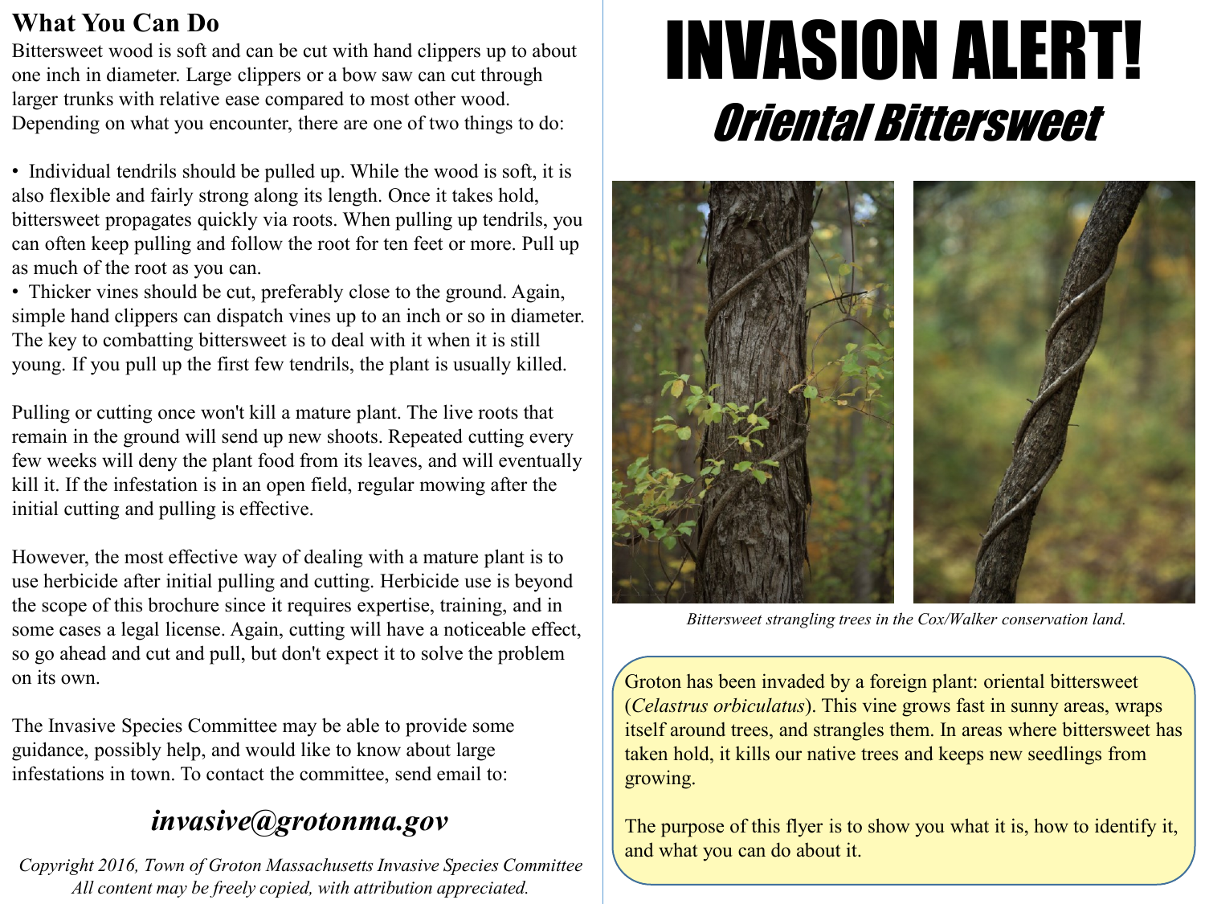## What You Can Do

Bittersweet wood is soft and can be cut with hand clippers up to about one inch in diameter. Large clippers or a bow saw can cut through larger trunks with relative ease compared to most other wood. Depending on what you encounter, there are one of two things to do:

- Individual tendrils should be pulled up. While the wood is soft, it is also flexible and fairly strong along its length. Once it takes hold, bittersweet propagates quickly via roots. When pulling up tendrils, you can often keep pulling and follow the root for ten feet or more. Pull up as much of the root as you can.
- Thicker vines should be cut, preferably close to the ground. Again, simple hand clippers can dispatch vines up to an inch or so in diameter. The key to combatting bittersweet is to deal with it when it is still young. If you pull up the first few tendrils, the plant is usually killed.

Pulling or cutting once won't kill a mature plant. The live roots that remain in the ground will send up new shoots. Repeated cutting every few weeks will deny the plant food from its leaves, and will eventually kill it. If the infestation is in an open field, regular mowing after the initial cutting and pulling is effective.

However, the most effective way of dealing with a mature plant is to use herbicide after initial pulling and cutting. Herbicide use is beyond the scope of this brochure since it requires expertise, training, and in some cases a legal license. Again, cutting will have a noticeable effect, so go ahead and cut and pull, but don't expect it to solve the problem on its own.

The Invasive Species Committee may be able to provide some guidance, possibly help, and would like to know about large infestations in town. To contact the committee, send email to:

***invasive@grotonma.gov***

*Copyright 2016, Town of Groton Massachusetts Invasive Species Committee*
*All content may be freely copied, with attribution appreciated.*

# INVASION ALERT!

## *Oriental Bittersweet*

*Bittersweet strangling trees in the Cox/Walker conservation land.*

Groton has been invaded by a foreign plant: oriental bittersweet (*Celastrus orbiculatus*). This vine grows fast in sunny areas, wraps itself around trees, and strangles them. In areas where bittersweet has taken hold, it kills our native trees and keeps new seedlings from growing.

The purpose of this flyer is to show you what it is, how to identify it, and what you can do about it.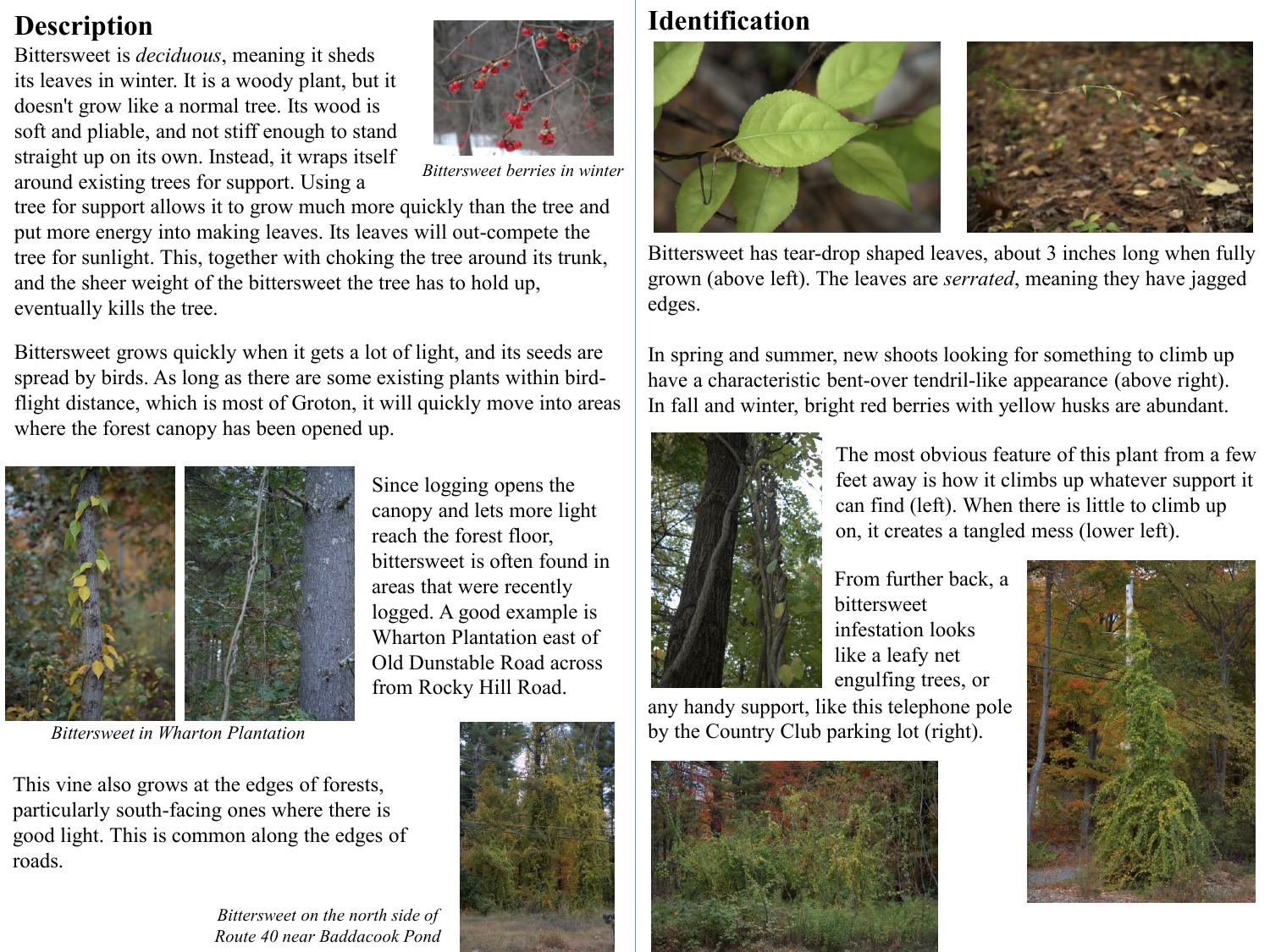## Description

Bittersweet is *deciduous*, meaning it sheds its leaves in winter. It is a woody plant, but it doesn't grow like a normal tree. Its wood is soft and pliable, and not stiff enough to stand straight up on its own. Instead, it wraps itself around existing trees for support. Using a tree for support allows it to grow much more quickly than the tree and put more energy into making leaves. Its leaves will out-compete the tree for sunlight. This, together with choking the tree around its trunk, and the sheer weight of the bittersweet the tree has to hold up, eventually kills the tree.

*Bittersweet berries in winter*

Bittersweet grows quickly when it gets a lot of light, and its seeds are spread by birds. As long as there are some existing plants within bird-flight distance, which is most of Groton, it will quickly move into areas where the forest canopy has been opened up.

Since logging opens the canopy and lets more light reach the forest floor, bittersweet is often found in areas that were recently logged. A good example is Wharton Plantation east of Old Dunstable Road across from Rocky Hill Road.

*Bittersweet in Wharton Plantation*

This vine also grows at the edges of forests, particularly south-facing ones where there is good light. This is common along the edges of roads.

*Bittersweet on the north side of Route 40 near Baddacook Pond*

## Identification

Bittersweet has tear-drop shaped leaves, about 3 inches long when fully grown (above left). The leaves are *serrated*, meaning they have jagged edges.

In spring and summer, new shoots looking for something to climb up have a characteristic bent-over tendril-like appearance (above right). In fall and winter, bright red berries with yellow husks are abundant.

The most obvious feature of this plant from a few feet away is how it climbs up whatever support it can find (left). When there is little to climb up on, it creates a tangled mess (lower left).

From further back, a bittersweet infestation looks like a leafy net engulfing trees, or any handy support, like this telephone pole by the Country Club parking lot (right).